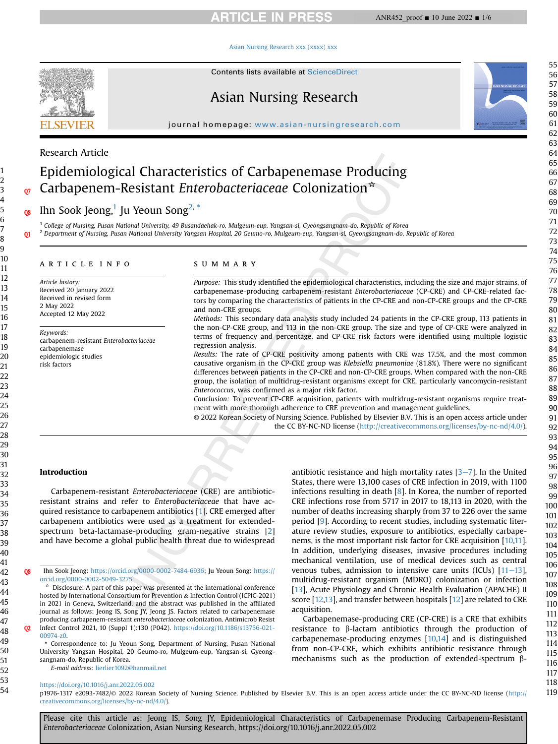Research Article

# Epidemiological Characteristics of Carbapenemase Producing Carbapenem-Resistant *Enterobacteriaceae* Colonization☆

Ihn Sook Jeong,[1] Ju Yeoun Song[2,*]

[1] College of Nursing, Pusan National University, 49 Busandaehak-ro, Mulgeum-eup, Yangsan-si, Gyeongsangnam-do, Republic of Korea

[2] Department of Nursing, Pusan National University Yangsan Hospital, 20 Geumo-ro, Mulgeum-eup, Yangsan-si, Gyeongsangnam-do, Republic of Korea

## ARTICLE INFO

*Article history:*
Received 20 January 2022
Received in revised form
2 May 2022
Accepted 12 May 2022

*Keywords:*
carbapenem-resistant *Enterobacteriaceae*
carbapenemase
epidemiologic studies
risk factors

## SUMMARY

*Purpose:* This study identified the epidemiological characteristics, including the size and major strains, of carbapenemase-producing carbapenem-resistant *Enterobacteriaceae* (CP-CRE) and CP-CRE-related factors by comparing the characteristics of patients in the CP-CRE and non-CP-CRE groups and the CP-CRE and non-CRE groups.

*Methods:* This secondary data analysis study included 24 patients in the CP-CRE group, 113 patients in the non-CP-CRE group, and 113 in the non-CRE group. The size and type of CP-CRE were analyzed in terms of frequency and percentage, and CP-CRE risk factors were identified using multiple logistic regression analysis.

*Results:* The rate of CP-CRE positivity among patients with CRE was 17.5%, and the most common causative organism in the CP-CRE group was *Klebsiella pneumoniae* (81.8%). There were no significant differences between patients in the CP-CRE and non-CP-CRE groups. When compared with the non-CRE group, the isolation of multidrug-resistant organisms except for CRE, particularly vancomycin-resistant *Enterococcus*, was confirmed as a major risk factor.

*Conclusion:* To prevent CP-CRE acquisition, patients with multidrug-resistant organisms require treatment with more thorough adherence to CRE prevention and management guidelines.

© 2022 Korean Society of Nursing Science. Published by Elsevier B.V. This is an open access article under the CC BY-NC-ND license (http://creativecommons.org/licenses/by-nc-nd/4.0/).

## Introduction

Carbapenem-resistant *Enterobacteriaceae* (CRE) are antibiotic-resistant strains and refer to *Enterobacteriaceae* that have acquired resistance to carbapenem antibiotics [1]. CRE emerged after carbapenem antibiotics were used as a treatment for extended-spectrum beta-lactamase-producing gram-negative strains [2] and have become a global public health threat due to widespread antibiotic resistance and high mortality rates [3–7]. In the United States, there were 13,100 cases of CRE infection in 2019, with 1100 infections resulting in death [8]. In Korea, the number of reported CRE infections rose from 5717 in 2017 to 18,113 in 2020, with the number of deaths increasing sharply from 37 to 226 over the same period [9]. According to recent studies, including systematic literature review studies, exposure to antibiotics, especially carbapenems, is the most important risk factor for CRE acquisition [10,11]. In addition, underlying diseases, invasive procedures including mechanical ventilation, use of medical devices such as central venous tubes, admission to intensive care units (ICUs) [11–13], multidrug-resistant organism (MDRO) colonization or infection [13], Acute Physiology and Chronic Health Evaluation (APACHE) II score [12,13], and transfer between hospitals [12] are related to CRE acquisition.

Carbapenemase-producing CRE (CP-CRE) is a CRE that exhibits resistance to β-lactam antibiotics through the production of carbapenemase-producing enzymes [10,14] and is distinguished from non-CP-CRE, which exhibits antibiotic resistance through mechanisms such as the production of extended-spectrum β-

---

Ihn Sook Jeong: https://orcid.org/0000-0002-7484-6936; Ju Yeoun Song: https://orcid.org/0000-0002-5049-3275

☆ Disclosure: A part of this paper was presented at the international conference hosted by International Consortium for Prevention & Infection Control (ICPIC-2021) in 2021 in Geneva, Switzerland, and the abstract was published in the affiliated journal as follows; Jeong IS, Song JY, Jeong JS. Factors related to carbapenemase producing carbapenem-resistant enterobacteriaceae colonization. Antimicrob Resist Infect Control 2021, 10 (Suppl 1):130 (P042). https://doi.org/10.1186/s13756-021-00974-z0.

\* Correspondence to: Ju Yeoun Song, Department of Nursing, Pusan National University Yangsan Hospital, 20 Geumo-ro, Mulgeum-eup, Yangsan-si, Gyeongsangnam-do, Republic of Korea.

*E-mail address:* lierlier1092@hanmail.net

https://doi.org/10.1016/j.anr.2022.05.002

p1976-1317 e2093-7482/© 2022 Korean Society of Nursing Science. Published by Elsevier B.V. This is an open access article under the CC BY-NC-ND license (http://creativecommons.org/licenses/by-nc-nd/4.0/).

Please cite this article as: Jeong IS, Song JY, Epidemiological Characteristics of Carbapenemase Producing Carbapenem-Resistant *Enterobacteriaceae* Colonization, Asian Nursing Research, https://doi.org/10.1016/j.anr.2022.05.002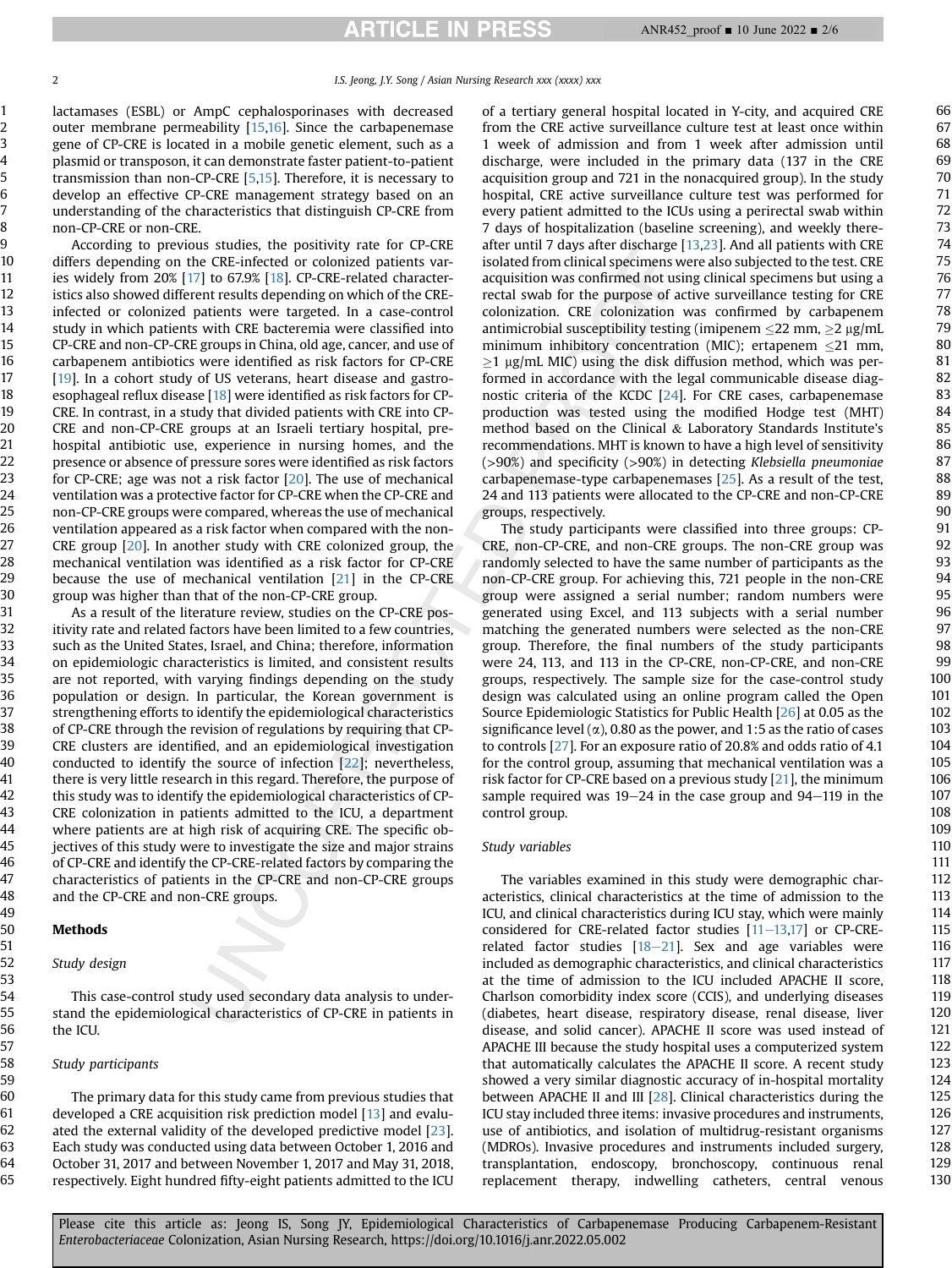lactamases (ESBL) or AmpC cephalosporinases with decreased outer membrane permeability [15,16]. Since the carbapenemase gene of CP-CRE is located in a mobile genetic element, such as a plasmid or transposon, it can demonstrate faster patient-to-patient transmission than non-CP-CRE [5,15]. Therefore, it is necessary to develop an effective CP-CRE management strategy based on an understanding of the characteristics that distinguish CP-CRE from non-CP-CRE or non-CRE.

According to previous studies, the positivity rate for CP-CRE differs depending on the CRE-infected or colonized patients varies widely from 20% [17] to 67.9% [18]. CP-CRE-related characteristics also showed different results depending on which of the CRE-infected or colonized patients were targeted. In a case-control study in which patients with CRE bacteremia were classified into CP-CRE and non-CP-CRE groups in China, old age, cancer, and use of carbapenem antibiotics were identified as risk factors for CP-CRE [19]. In a cohort study of US veterans, heart disease and gastroesophageal reflux disease [18] were identified as risk factors for CP-CRE. In contrast, in a study that divided patients with CRE into CP-CRE and non-CP-CRE groups at an Israeli tertiary hospital, prehospital antibiotic use, experience in nursing homes, and the presence or absence of pressure sores were identified as risk factors for CP-CRE; age was not a risk factor [20]. The use of mechanical ventilation was a protective factor for CP-CRE when the CP-CRE and non-CP-CRE groups were compared, whereas the use of mechanical ventilation appeared as a risk factor when compared with the non-CRE group [20]. In another study with CRE colonized group, the mechanical ventilation was identified as a risk factor for CP-CRE because the use of mechanical ventilation [21] in the CP-CRE group was higher than that of the non-CP-CRE group.

As a result of the literature review, studies on the CP-CRE positivity rate and related factors have been limited to a few countries, such as the United States, Israel, and China; therefore, information on epidemiologic characteristics is limited, and consistent results are not reported, with varying findings depending on the study population or design. In particular, the Korean government is strengthening efforts to identify the epidemiological characteristics of CP-CRE through the revision of regulations by requiring that CP-CRE clusters are identified, and an epidemiological investigation conducted to identify the source of infection [22]; nevertheless, there is very little research in this regard. Therefore, the purpose of this study was to identify the epidemiological characteristics of CP-CRE colonization in patients admitted to the ICU, a department where patients are at high risk of acquiring CRE. The specific objectives of this study were to investigate the size and major strains of CP-CRE and identify the CP-CRE-related factors by comparing the characteristics of patients in the CP-CRE and non-CP-CRE groups and the CP-CRE and non-CRE groups.

## Methods

### Study design

This case-control study used secondary data analysis to understand the epidemiological characteristics of CP-CRE in patients in the ICU.

### Study participants

The primary data for this study came from previous studies that developed a CRE acquisition risk prediction model [13] and evaluated the external validity of the developed predictive model [23]. Each study was conducted using data between October 1, 2016 and October 31, 2017 and between November 1, 2017 and May 31, 2018, respectively. Eight hundred fifty-eight patients admitted to the ICU of a tertiary general hospital located in Y-city, and acquired CRE from the CRE active surveillance culture test at least once within 1 week of admission and from 1 week after admission until discharge, were included in the primary data (137 in the CRE acquisition group and 721 in the nonacquired group). In the study hospital, CRE active surveillance culture test was performed for every patient admitted to the ICUs using a perirectal swab within 7 days of hospitalization (baseline screening), and weekly thereafter until 7 days after discharge [13,23]. And all patients with CRE isolated from clinical specimens were also subjected to the test. CRE acquisition was confirmed not using clinical specimens but using a rectal swab for the purpose of active surveillance testing for CRE colonization. CRE colonization was confirmed by carbapenem antimicrobial susceptibility testing (imipenem ≤22 mm, ≥2 μg/mL minimum inhibitory concentration (MIC); ertapenem ≤21 mm, ≥1 μg/mL MIC) using the disk diffusion method, which was performed in accordance with the legal communicable disease diagnostic criteria of the KCDC [24]. For CRE cases, carbapenemase production was tested using the modified Hodge test (MHT) method based on the Clinical & Laboratory Standards Institute's recommendations. MHT is known to have a high level of sensitivity (>90%) and specificity (>90%) in detecting *Klebsiella pneumoniae* carbapenemase-type carbapenemases [25]. As a result of the test, 24 and 113 patients were allocated to the CP-CRE and non-CP-CRE groups, respectively.

The study participants were classified into three groups: CP-CRE, non-CP-CRE, and non-CRE groups. The non-CRE group was randomly selected to have the same number of participants as the non-CP-CRE group. For achieving this, 721 people in the non-CRE group were assigned a serial number; random numbers were generated using Excel, and 113 subjects with a serial number matching the generated numbers were selected as the non-CRE group. Therefore, the final numbers of the study participants were 24, 113, and 113 in the CP-CRE, non-CP-CRE, and non-CRE groups, respectively. The sample size for the case-control study design was calculated using an online program called the Open Source Epidemiologic Statistics for Public Health [26] at 0.05 as the significance level ($\alpha$), 0.80 as the power, and 1:5 as the ratio of cases to controls [27]. For an exposure ratio of 20.8% and odds ratio of 4.1 for the control group, assuming that mechanical ventilation was a risk factor for CP-CRE based on a previous study [21], the minimum sample required was 19−24 in the case group and 94−119 in the control group.

### Study variables

The variables examined in this study were demographic characteristics, clinical characteristics at the time of admission to the ICU, and clinical characteristics during ICU stay, which were mainly considered for CRE-related factor studies [11−13,17] or CP-CRE-related factor studies [18−21]. Sex and age variables were included as demographic characteristics, and clinical characteristics at the time of admission to the ICU included APACHE II score, Charlson comorbidity index score (CCIS), and underlying diseases (diabetes, heart disease, respiratory disease, renal disease, liver disease, and solid cancer). APACHE II score was used instead of APACHE III because the study hospital uses a computerized system that automatically calculates the APACHE II score. A recent study showed a very similar diagnostic accuracy of in-hospital mortality between APACHE II and III [28]. Clinical characteristics during the ICU stay included three items: invasive procedures and instruments, use of antibiotics, and isolation of multidrug-resistant organisms (MDROs). Invasive procedures and instruments included surgery, transplantation, endoscopy, bronchoscopy, continuous renal replacement therapy, indwelling catheters, central venous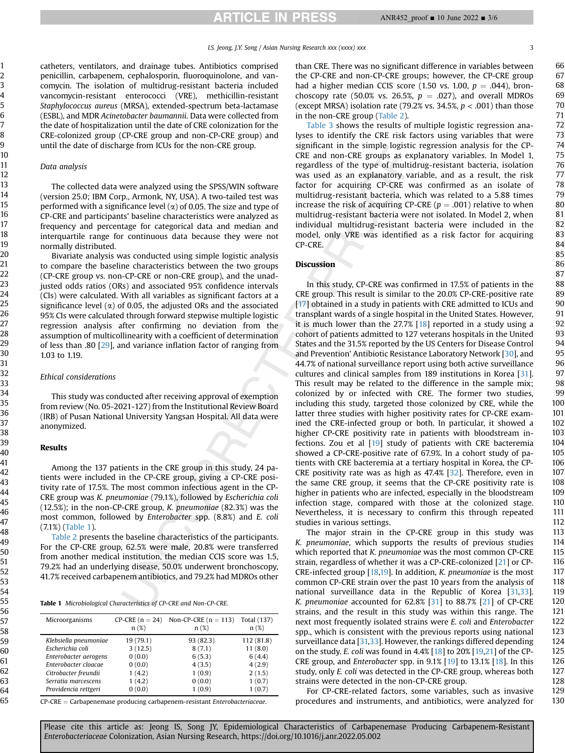catheters, ventilators, and drainage tubes. Antibiotics comprised penicillin, carbapenem, cephalosporin, fluoroquinolone, and vancomycin. The isolation of multidrug-resistant bacteria included vancomycin-resistant enterococci (VRE), methicillin-resistant *Staphylococcus aureus* (MRSA), extended-spectrum beta-lactamase (ESBL), and MDR *Acinetobacter baumannii*. Data were collected from the date of hospitalization until the date of CRE colonization for the CRE-colonized group (CP-CRE group and non-CP-CRE group) and until the date of discharge from ICUs for the non-CRE group.

### Data analysis

The collected data were analyzed using the SPSS/WIN software (version 25.0; IBM Corp., Armonk, NY, USA). A two-tailed test was performed with a significance level ($\alpha$) of 0.05. The size and type of CP-CRE and participants' baseline characteristics were analyzed as frequency and percentage for categorical data and median and interquartile range for continuous data because they were not normally distributed.

Bivariate analysis was conducted using simple logistic analysis to compare the baseline characteristics between the two groups (CP-CRE group vs. non-CP-CRE or non-CRE group), and the unadjusted odds ratios (ORs) and associated 95% confidence intervals (CIs) were calculated. With all variables as significant factors at a significance level ($\alpha$) of 0.05, the adjusted ORs and the associated 95% CIs were calculated through forward stepwise multiple logistic regression analysis after confirming no deviation from the assumption of multicollinearity with a coefficient of determination of less than .80 [29], and variance inflation factor of ranging from 1.03 to 1.19.

### Ethical considerations

This study was conducted after receiving approval of exemption from review (No. 05-2021-127) from the Institutional Review Board (IRB) of Pusan National University Yangsan Hospital. All data were anonymized.

## Results

Among the 137 patients in the CRE group in this study, 24 patients were included in the CP-CRE group, giving a CP-CRE positivity rate of 17.5%. The most common infectious agent in the CP-CRE group was *K. pneumoniae* (79.1%), followed by *Escherichia coli* (12.5%); in the non-CP-CRE group, *K. pneumoniae* (82.3%) was the most common, followed by *Enterobacter* spp. (8.8%) and *E. coli* (7.1%) (Table 1).

Table 2 presents the baseline characteristics of the participants. For the CP-CRE group, 62.5% were male, 20.8% were transferred from another medical institution, the median CCIS score was 1.5, 79.2% had an underlying disease, 50.0% underwent bronchoscopy, 41.7% received carbapenem antibiotics, and 79.2% had MDROs other than CRE. There was no significant difference in variables between the CP-CRE and non-CP-CRE groups; however, the CP-CRE group had a higher median CCIS score (1.50 vs. 1.00, $p = .044$), bronchoscopy rate (50.0% vs. 26.5%, $p = .027$), and overall MDROs (except MRSA) isolation rate (79.2% vs. 34.5%, $p < .001$) than those in the non-CRE group (Table 2).

Table 3 shows the results of multiple logistic regression analyses to identify the CRE risk factors using variables that were significant in the simple logistic regression analysis for the CP-CRE and non-CRE groups as explanatory variables. In Model 1, regardless of the type of multidrug-resistant bacteria, isolation was used as an explanatory variable, and as a result, the risk factor for acquiring CP-CRE was confirmed as an isolate of multidrug-resistant bacteria, which was related to a 5.88 times increase the risk of acquiring CP-CRE ($p = .001$) relative to when multidrug-resistant bacteria were not isolated. In Model 2, when individual multidrug-resistant bacteria were included in the model, only VRE was identified as a risk factor for acquiring CP-CRE.

**Table 1** *Microbiological Characteristics of CP-CRE and Non-CP-CRE.*

| Microorganisms | CP-CRE (n = 24) n (%) | Non-CP-CRE (n = 113) n (%) | Total (137) n (%) |
|---|---|---|---|
| *Klebsiella pneumoniae* | 19 (79.1) | 93 (82.3) | 112 (81.8) |
| *Escherichia coli* | 3 (12.5) | 8 (7.1) | 11 (8.0) |
| *Enterobacter aerogens* | 0 (0.0) | 6 (5.3) | 6 (4.4) |
| *Enterobacter cloacae* | 0 (0.0) | 4 (3.5) | 4 (2.9) |
| *Citrobacter freundii* | 1 (4.2) | 1 (0.9) | 2 (1.5) |
| *Serratia marcescens* | 1 (4.2) | 0 (0.0) | 1 (0.7) |
| *Providencia rettgeri* | 0 (0.0) | 1 (0.9) | 1 (0.7) |

CP-CRE = Carbapenemase producing carbapenem-resistant *Enterobacteriaceae*.

## Discussion

In this study, CP-CRE was confirmed in 17.5% of patients in the CRE group. This result is similar to the 20.0% CP-CRE-positive rate [17] obtained in a study in patients with CRE admitted to ICUs and transplant wards of a single hospital in the United States. However, it is much lower than the 27.7% [18] reported in a study using a cohort of patients admitted to 127 veterans hospitals in the United States and the 31.5% reported by the US Centers for Disease Control and Prevention' Antibiotic Resistance Laboratory Network [30], and 44.7% of national surveillance report using both active surveillance cultures and clinical samples from 189 institutions in Korea [31]. This result may be related to the difference in the sample mix; colonized by or infected with CRE. The former two studies, including this study, targeted those colonized by CRE, while the latter three studies with higher positivity rates for CP-CRE examined the CRE-infected group or both. In particular, it showed a higher CP-CRE positivity rate in patients with bloodstream infections. Zou et al [19] study of patients with CRE bacteremia showed a CP-CRE-positive rate of 67.9%. In a cohort study of patients with CRE bacteremia at a tertiary hospital in Korea, the CP-CRE positivity rate was as high as 47.4% [32]. Therefore, even in the same CRE group, it seems that the CP-CRE positivity rate is higher in patients who are infected, especially in the bloodstream infection stage, compared with those at the colonized stage. Nevertheless, it is necessary to confirm this through repeated studies in various settings.

The major strain in the CP-CRE group in this study was *K. pneumoniae*, which supports the results of previous studies which reported that *K. pneumoniae* was the most common CP-CRE strain, regardless of whether it was a CP-CRE-colonized [21] or CP-CRE-infected group [18,19]. In addition, *K. pneumoniae* is the most common CP-CRE strain over the past 10 years from the analysis of national surveillance data in the Republic of Korea [31,33]. *K. pneumoniae* accounted for 62.8% [31] to 88.7% [21] of CP-CRE strains, and the result in this study was within this range. The next most frequently isolated strains were *E. coli* and *Enterobacter* spp., which is consistent with the previous reports using national surveillance data [31,33]. However, the rankings differed depending on the study. *E. coli* was found in 4.4% [18] to 20% [19,21] of the CP-CRE group, and *Enterobacter* spp. in 9.1% [19] to 13.1% [18]. In this study, only *E. coli* was detected in the CP-CRE group, whereas both strains were detected in the non-CP-CRE group.

For CP-CRE-related factors, some variables, such as invasive procedures and instruments, and antibiotics, were analyzed for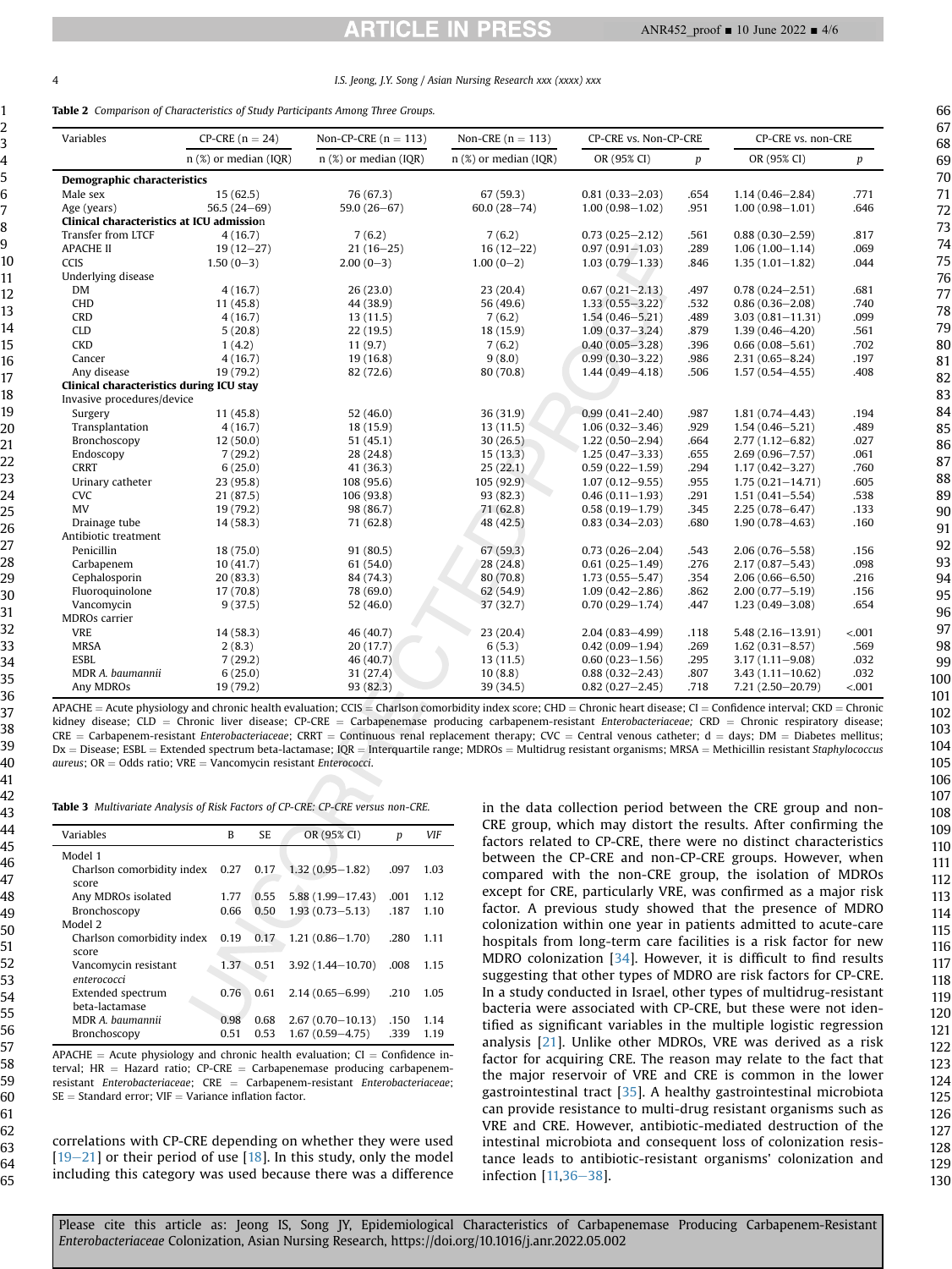**Table 2** *Comparison of Characteristics of Study Participants Among Three Groups.*

| Variables | CP-CRE (n = 24) | Non-CP-CRE (n = 113) | Non-CRE (n = 113) | CP-CRE vs. Non-CP-CRE | | CP-CRE vs. non-CRE | |
|---|---|---|---|---|---|---|---|
| | n (%) or median (IQR) | n (%) or median (IQR) | n (%) or median (IQR) | OR (95% CI) | p | OR (95% CI) | p |
| **Demographic characteristics** | | | | | | | |
| Male sex | 15 (62.5) | 76 (67.3) | 67 (59.3) | 0.81 (0.33–2.03) | .654 | 1.14 (0.46–2.84) | .771 |
| Age (years) | 56.5 (24–69) | 59.0 (26–67) | 60.0 (28–74) | 1.00 (0.98–1.02) | .951 | 1.00 (0.98–1.01) | .646 |
| **Clinical characteristics at ICU admission** | | | | | | | |
| Transfer from LTCF | 4 (16.7) | 7 (6.2) | 7 (6.2) | 0.73 (0.25–2.12) | .561 | 0.88 (0.30–2.59) | .817 |
| APACHE II | 19 (12–27) | 21 (16–25) | 16 (12–22) | 0.97 (0.91–1.03) | .289 | 1.06 (1.00–1.14) | .069 |
| CCIS | 1.50 (0–3) | 2.00 (0–3) | 1.00 (0–2) | 1.03 (0.79–1.33) | .846 | 1.35 (1.01–1.82) | .044 |
| Underlying disease | | | | | | | |
| DM | 4 (16.7) | 26 (23.0) | 23 (20.4) | 0.67 (0.21–2.13) | .497 | 0.78 (0.24–2.51) | .681 |
| CHD | 11 (45.8) | 44 (38.9) | 56 (49.6) | 1.33 (0.55–3.22) | .532 | 0.86 (0.36–2.08) | .740 |
| CRD | 4 (16.7) | 13 (11.5) | 7 (6.2) | 1.54 (0.46–5.21) | .489 | 3.03 (0.81–11.31) | .099 |
| CLD | 5 (20.8) | 22 (19.5) | 18 (15.9) | 1.09 (0.37–3.24) | .879 | 1.39 (0.46–4.20) | .561 |
| CKD | 1 (4.2) | 11 (9.7) | 7 (6.2) | 0.40 (0.05–3.28) | .396 | 0.66 (0.08–5.61) | .702 |
| Cancer | 4 (16.7) | 19 (16.8) | 9 (8.0) | 0.99 (0.30–3.22) | .986 | 2.31 (0.65–8.24) | .197 |
| Any disease | 19 (79.2) | 82 (72.6) | 80 (70.8) | 1.44 (0.49–4.18) | .506 | 1.57 (0.54–4.55) | .408 |
| **Clinical characteristics during ICU stay** | | | | | | | |
| Invasive procedures/device | | | | | | | |
| Surgery | 11 (45.8) | 52 (46.0) | 36 (31.9) | 0.99 (0.41–2.40) | .987 | 1.81 (0.74–4.43) | .194 |
| Transplantation | 4 (16.7) | 18 (15.9) | 13 (11.5) | 1.06 (0.32–3.46) | .929 | 1.54 (0.46–5.21) | .489 |
| Bronchoscopy | 12 (50.0) | 51 (45.1) | 30 (26.5) | 1.22 (0.50–2.94) | .664 | 2.77 (1.12–6.82) | .027 |
| Endoscopy | 7 (29.2) | 28 (24.8) | 15 (13.3) | 1.25 (0.47–3.33) | .655 | 2.69 (0.96–7.57) | .061 |
| CRRT | 6 (25.0) | 41 (36.3) | 25 (22.1) | 0.59 (0.22–1.59) | .294 | 1.17 (0.42–3.27) | .760 |
| Urinary catheter | 23 (95.8) | 108 (95.6) | 105 (92.9) | 1.07 (0.12–9.55) | .955 | 1.75 (0.21–14.71) | .605 |
| CVC | 21 (87.5) | 106 (93.8) | 93 (82.3) | 0.46 (0.11–1.93) | .291 | 1.51 (0.41–5.54) | .538 |
| MV | 19 (79.2) | 98 (86.7) | 71 (62.8) | 0.58 (0.19–1.79) | .345 | 2.25 (0.78–6.47) | .133 |
| Drainage tube | 14 (58.3) | 71 (62.8) | 48 (42.5) | 0.83 (0.34–2.03) | .680 | 1.90 (0.78–4.63) | .160 |
| Antibiotic treatment | | | | | | | |
| Penicillin | 18 (75.0) | 91 (80.5) | 67 (59.3) | 0.73 (0.26–2.04) | .543 | 2.06 (0.76–5.58) | .156 |
| Carbapenem | 10 (41.7) | 61 (54.0) | 28 (24.8) | 0.61 (0.25–1.49) | .276 | 2.17 (0.87–5.43) | .098 |
| Cephalosporin | 20 (83.3) | 84 (74.3) | 80 (70.8) | 1.73 (0.55–5.47) | .354 | 2.06 (0.66–6.50) | .216 |
| Fluoroquinolone | 17 (70.8) | 78 (69.0) | 62 (54.9) | 1.09 (0.42–2.86) | .862 | 2.00 (0.77–5.19) | .156 |
| Vancomycin | 9 (37.5) | 52 (46.0) | 37 (32.7) | 0.70 (0.29–1.74) | .447 | 1.23 (0.49–3.08) | .654 |
| MDROs carrier | | | | | | | |
| VRE | 14 (58.3) | 46 (40.7) | 23 (20.4) | 2.04 (0.83–4.99) | .118 | 5.48 (2.16–13.91) | <.001 |
| MRSA | 2 (8.3) | 20 (17.7) | 6 (5.3) | 0.42 (0.09–1.94) | .269 | 1.62 (0.31–8.57) | .569 |
| ESBL | 7 (29.2) | 46 (40.7) | 13 (11.5) | 0.60 (0.23–1.56) | .295 | 3.17 (1.11–9.08) | .032 |
| MDR *A. baumannii* | 6 (25.0) | 31 (27.4) | 10 (8.8) | 0.88 (0.32–2.43) | .807 | 3.43 (1.11–10.62) | .032 |
| Any MDROs | 19 (79.2) | 93 (82.3) | 39 (34.5) | 0.82 (0.27–2.45) | .718 | 7.21 (2.50–20.79) | <.001 |

APACHE = Acute physiology and chronic health evaluation; CCIS = Charlson comorbidity index score; CHD = Chronic heart disease; CI = Confidence interval; CKD = Chronic kidney disease; CLD = Chronic liver disease; CP-CRE = Carbapenemase producing carbapenem-resistant *Enterobacteriaceae;* CRD = Chronic respiratory disease; CRE = Carbapenem-resistant *Enterobacteriaceae*; CRRT = Continuous renal replacement therapy; CVC = Central venous catheter; d = days; DM = Diabetes mellitus; Dx = Disease; ESBL = Extended spectrum beta-lactamase; IQR = Interquartile range; MDROs = Multidrug resistant organisms; MRSA = Methicillin resistant *Staphylococcus aureus*; OR = Odds ratio; VRE = Vancomycin resistant *Enterococci*.

**Table 3** *Multivariate Analysis of Risk Factors of CP-CRE: CP-CRE versus non-CRE.*

| Variables | B | SE | OR (95% CI) | p | VIF |
|---|---|---|---|---|---|
| Model 1 | | | | | |
| Charlson comorbidity index score | 0.27 | 0.17 | 1.32 (0.95–1.82) | .097 | 1.03 |
| Any MDROs isolated | 1.77 | 0.55 | 5.88 (1.99–17.43) | .001 | 1.12 |
| Bronchoscopy | 0.66 | 0.50 | 1.93 (0.73–5.13) | .187 | 1.10 |
| Model 2 | | | | | |
| Charlson comorbidity index score | 0.19 | 0.17 | 1.21 (0.86–1.70) | .280 | 1.11 |
| Vancomycin resistant *enterococci* | 1.37 | 0.51 | 3.92 (1.44–10.70) | .008 | 1.15 |
| Extended spectrum beta-lactamase | 0.76 | 0.61 | 2.14 (0.65–6.99) | .210 | 1.05 |
| MDR *A. baumannii* | 0.98 | 0.68 | 2.67 (0.70–10.13) | .150 | 1.14 |
| Bronchoscopy | 0.51 | 0.53 | 1.67 (0.59–4.75) | .339 | 1.19 |

APACHE = Acute physiology and chronic health evaluation; CI = Confidence interval; HR = Hazard ratio; CP-CRE = Carbapenemase producing carbapenem-resistant *Enterobacteriaceae*; CRE = Carbapenem-resistant *Enterobacteriaceae*; SE = Standard error; VIF = Variance inflation factor.

correlations with CP-CRE depending on whether they were used [19–21] or their period of use [18]. In this study, only the model including this category was used because there was a difference in the data collection period between the CRE group and non-CRE group, which may distort the results. After confirming the factors related to CP-CRE, there were no distinct characteristics between the CP-CRE and non-CP-CRE groups. However, when compared with the non-CRE group, the isolation of MDROs except for CRE, particularly VRE, was confirmed as a major risk factor. A previous study showed that the presence of MDRO colonization within one year in patients admitted to acute-care hospitals from long-term care facilities is a risk factor for new MDRO colonization [34]. However, it is difficult to find results suggesting that other types of MDRO are risk factors for CP-CRE. In a study conducted in Israel, other types of multidrug-resistant bacteria were associated with CP-CRE, but these were not identified as significant variables in the multiple logistic regression analysis [21]. Unlike other MDROs, VRE was derived as a risk factor for acquiring CRE. The reason may relate to the fact that the major reservoir of VRE and CRE is common in the lower gastrointestinal tract [35]. A healthy gastrointestinal microbiota can provide resistance to multi-drug resistant organisms such as VRE and CRE. However, antibiotic-mediated destruction of the intestinal microbiota and consequent loss of colonization resistance leads to antibiotic-resistant organisms' colonization and infection [11,36–38].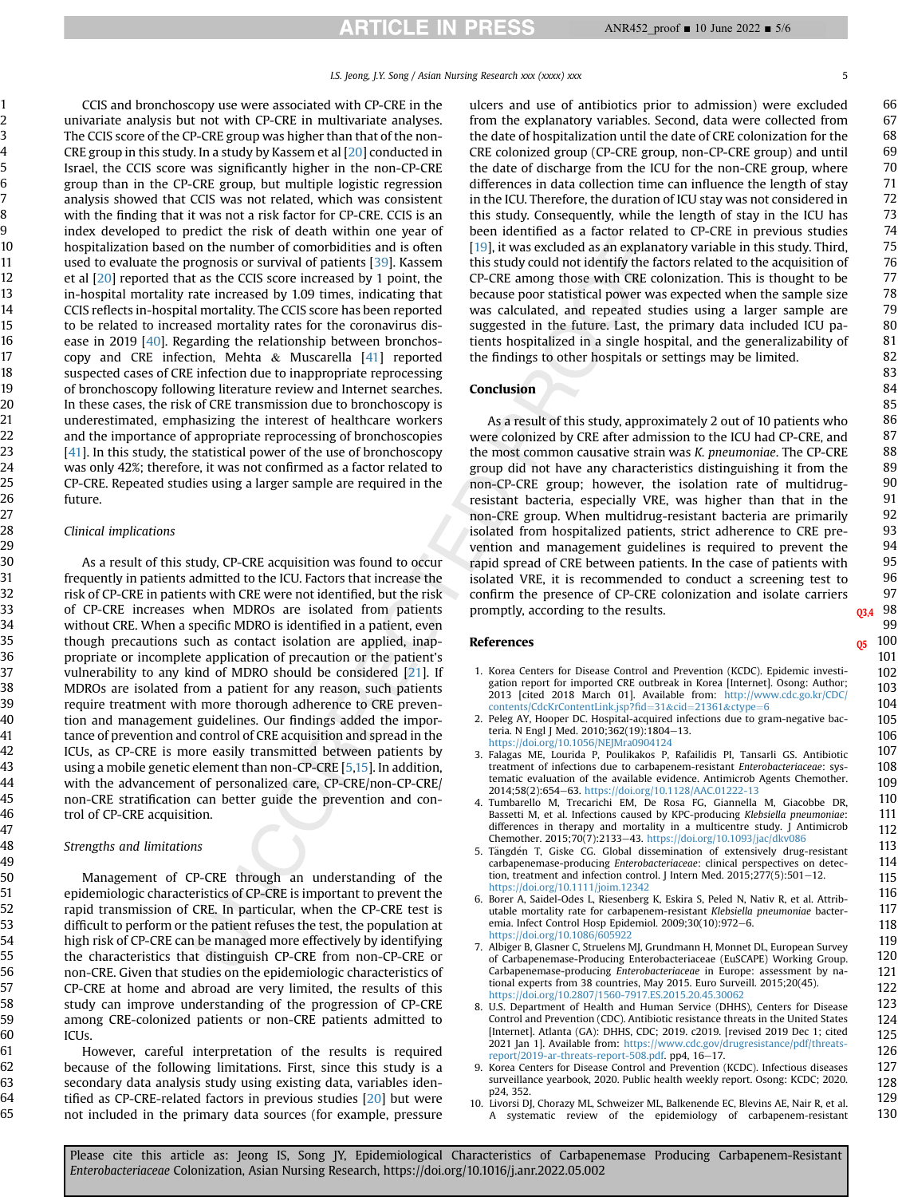CCIS and bronchoscopy use were associated with CP-CRE in the univariate analysis but not with CP-CRE in multivariate analyses. The CCIS score of the CP-CRE group was higher than that of the non-CRE group in this study. In a study by Kassem et al [20] conducted in Israel, the CCIS score was significantly higher in the non-CP-CRE group than in the CP-CRE group, but multiple logistic regression analysis showed that CCIS was not related, which was consistent with the finding that it was not a risk factor for CP-CRE. CCIS is an index developed to predict the risk of death within one year of hospitalization based on the number of comorbidities and is often used to evaluate the prognosis or survival of patients [39]. Kassem et al [20] reported that as the CCIS score increased by 1 point, the in-hospital mortality rate increased by 1.09 times, indicating that CCIS reflects in-hospital mortality. The CCIS score has been reported to be related to increased mortality rates for the coronavirus disease in 2019 [40]. Regarding the relationship between bronchoscopy and CRE infection, Mehta & Muscarella [41] reported suspected cases of CRE infection due to inappropriate reprocessing of bronchoscopy following literature review and Internet searches. In these cases, the risk of CRE transmission due to bronchoscopy is underestimated, emphasizing the interest of healthcare workers and the importance of appropriate reprocessing of bronchoscopies [41]. In this study, the statistical power of the use of bronchoscopy was only 42%; therefore, it was not confirmed as a factor related to CP-CRE. Repeated studies using a larger sample are required in the future.

### Clinical implications

As a result of this study, CP-CRE acquisition was found to occur frequently in patients admitted to the ICU. Factors that increase the risk of CP-CRE in patients with CRE were not identified, but the risk of CP-CRE increases when MDROs are isolated from patients without CRE. When a specific MDRO is identified in a patient, even though precautions such as contact isolation are applied, inappropriate or incomplete application of precaution or the patient's vulnerability to any kind of MDRO should be considered [21]. If MDROs are isolated from a patient for any reason, such patients require treatment with more thorough adherence to CRE prevention and management guidelines. Our findings added the importance of prevention and control of CRE acquisition and spread in the ICUs, as CP-CRE is more easily transmitted between patients by using a mobile genetic element than non-CP-CRE [5,15]. In addition, with the advancement of personalized care, CP-CRE/non-CP-CRE/non-CRE stratification can better guide the prevention and control of CP-CRE acquisition.

### Strengths and limitations

Management of CP-CRE through an understanding of the epidemiologic characteristics of CP-CRE is important to prevent the rapid transmission of CRE. In particular, when the CP-CRE test is difficult to perform or the patient refuses the test, the population at high risk of CP-CRE can be managed more effectively by identifying the characteristics that distinguish CP-CRE from non-CP-CRE or non-CRE. Given that studies on the epidemiologic characteristics of CP-CRE at home and abroad are very limited, the results of this study can improve understanding of the progression of CP-CRE among CRE-colonized patients or non-CRE patients admitted to ICUs.

However, careful interpretation of the results is required because of the following limitations. First, since this study is a secondary data analysis study using existing data, variables identified as CP-CRE-related factors in previous studies [20] but were not included in the primary data sources (for example, pressure ulcers and use of antibiotics prior to admission) were excluded from the explanatory variables. Second, data were collected from the date of hospitalization until the date of CRE colonization for the CRE colonized group (CP-CRE group, non-CP-CRE group) and until the date of discharge from the ICU for the non-CRE group, where differences in data collection time can influence the length of stay in the ICU. Therefore, the duration of ICU stay was not considered in this study. Consequently, while the length of stay in the ICU has been identified as a factor related to CP-CRE in previous studies [19], it was excluded as an explanatory variable in this study. Third, this study could not identify the factors related to the acquisition of CP-CRE among those with CRE colonization. This is thought to be because poor statistical power was expected when the sample size was calculated, and repeated studies using a larger sample are suggested in the future. Last, the primary data included ICU patients hospitalized in a single hospital, and the generalizability of the findings to other hospitals or settings may be limited.

## Conclusion

As a result of this study, approximately 2 out of 10 patients who were colonized by CRE after admission to the ICU had CP-CRE, and the most common causative strain was *K. pneumoniae*. The CP-CRE group did not have any characteristics distinguishing it from the non-CP-CRE group; however, the isolation rate of multidrug-resistant bacteria, especially VRE, was higher than that in the non-CRE group. When multidrug-resistant bacteria are primarily isolated from hospitalized patients, strict adherence to CRE prevention and management guidelines is required to prevent the rapid spread of CRE between patients. In the case of patients with isolated VRE, it is recommended to conduct a screening test to confirm the presence of CP-CRE colonization and isolate carriers promptly, according to the results.

## References

1. Korea Centers for Disease Control and Prevention (KCDC). Epidemic investigation report for imported CRE outbreak in Korea [Internet]. Osong: Author; 2013 [cited 2018 March 01]. Available from: http://www.cdc.go.kr/CDC/contents/CdcKrContentLink.jsp?fid=31&cid=21361&ctype=6
2. Peleg AY, Hooper DC. Hospital-acquired infections due to gram-negative bacteria. N Engl J Med. 2010;362(19):1804–13. https://doi.org/10.1056/NEJMra0904124
3. Falagas ME, Lourida P, Poulikakos P, Rafailidis PI, Tansarli GS. Antibiotic treatment of infections due to carbapenem-resistant *Enterobacteriaceae*: systematic evaluation of the available evidence. Antimicrob Agents Chemother. 2014;58(2):654–63. https://doi.org/10.1128/AAC.01222-13
4. Tumbarello M, Trecarichi EM, De Rosa FG, Giannella M, Giacobbe DR, Bassetti M, et al. Infections caused by KPC-producing *Klebsiella pneumoniae*: differences in therapy and mortality in a multicentre study. J Antimicrob Chemother. 2015;70(7):2133–43. https://doi.org/10.1093/jac/dkv086
5. Tängdén T, Giske CG. Global dissemination of extensively drug-resistant carbapenemase-producing *Enterobacteriaceae*: clinical perspectives on detection, treatment and infection control. J Intern Med. 2015;277(5):501–12. https://doi.org/10.1111/joim.12342
6. Borer A, Saidel-Odes L, Riesenberg K, Eskira S, Peled N, et al. Attributable mortality rate for carbapenem-resistant *Klebsiella pneumoniae* bacteremia. Infect Control Hosp Epidemiol. 2009;30(10):972–6. https://doi.org/10.1086/605922
7. Albiger B, Glasner C, Struelens MJ, Grundmann H, Monnet DL, European Survey of Carbapenemase-Producing Enterobacteriaceae (EuSCAPE) Working Group. Carbapenemase-producing *Enterobacteriaceae* in Europe: assessment by national experts from 38 countries, May 2015. Euro Surveill. 2015;20(45). https://doi.org/10.2807/1560-7917.ES.2015.20.45.30062
8. U.S. Department of Health and Human Service (DHHS), Centers for Disease Control and Prevention (CDC). Antibiotic resistance threats in the United States [Internet]. Atlanta (GA): DHHS, CDC; 2019. c2019. [revised 2019 Dec 1; cited 2021 Jan 1]. Available from: https://www.cdc.gov/drugresistance/pdf/threats-report/2019-ar-threats-report-508.pdf. pp4, 16–17.
9. Korea Centers for Disease Control and Prevention (KCDC). Infectious diseases surveillance yearbook, 2020. Public health weekly report. Osong: KCDC; 2020. p24, 352.
10. Livorsi DJ, Chorazy ML, Schweizer ML, Balkenende EC, Blevins AE, Nair R, et al. A systematic review of the epidemiology of carbapenem-resistant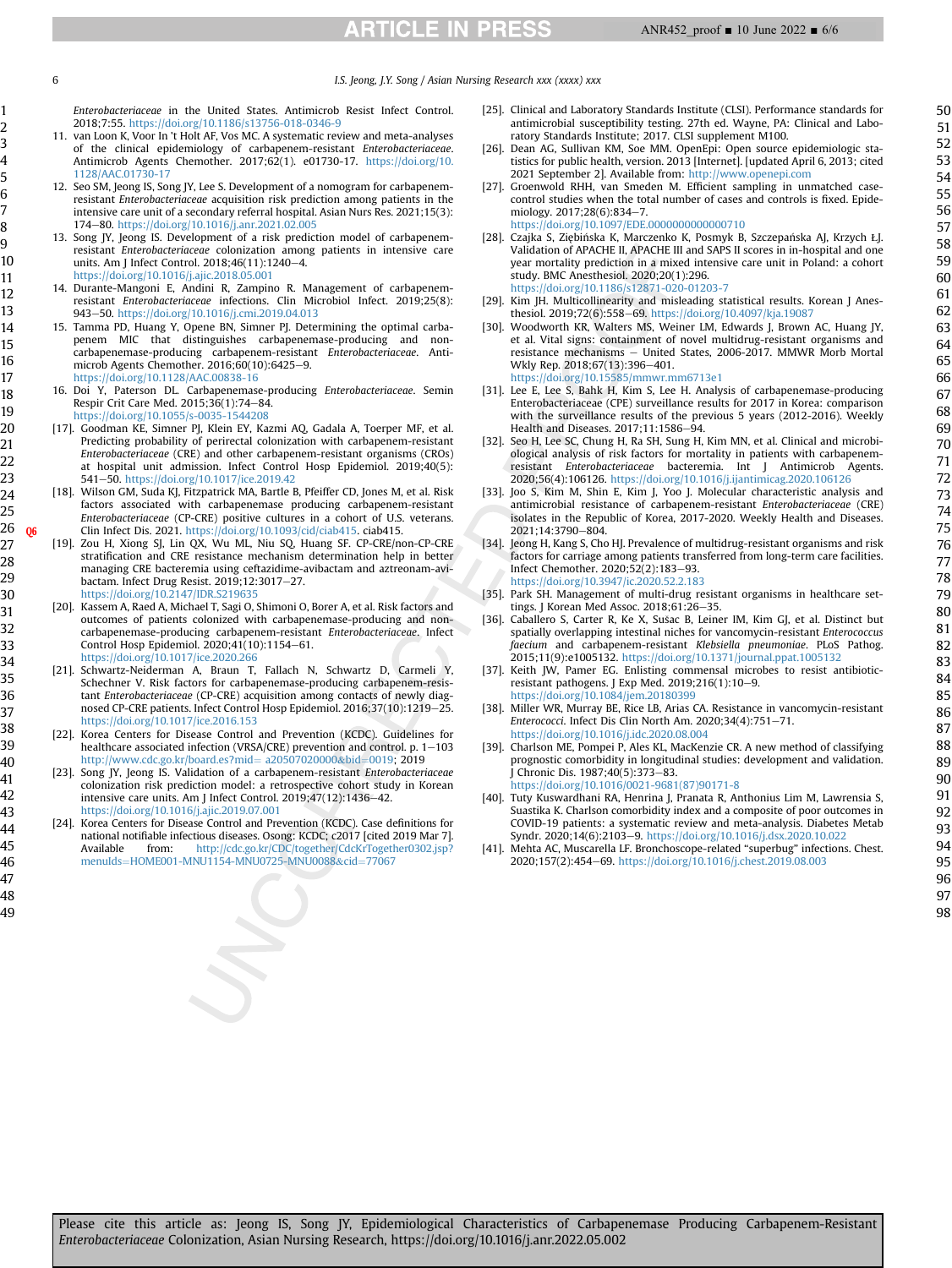*Enterobacteriaceae* in the United States. Antimicrob Resist Infect Control. 2018;7:55. https://doi.org/10.1186/s13756-018-0346-9

11. van Loon K, Voor In 't Holt AF, Vos MC. A systematic review and meta-analyses of the clinical epidemiology of carbapenem-resistant *Enterobacteriaceae*. Antimicrob Agents Chemother. 2017;62(1). e01730-17. https://doi.org/10.1128/AAC.01730-17
12. Seo SM, Jeong IS, Song JY, Lee S. Development of a nomogram for carbapenem-resistant *Enterobacteriaceae* acquisition risk prediction among patients in the intensive care unit of a secondary referral hospital. Asian Nurs Res. 2021;15(3):174–80. https://doi.org/10.1016/j.anr.2021.02.005
13. Song JY, Jeong IS. Development of a risk prediction model of carbapenem-resistant *Enterobacteriaceae* colonization among patients in intensive care units. Am J Infect Control. 2018;46(11):1240–4. https://doi.org/10.1016/j.ajic.2018.05.001
14. Durante-Mangoni E, Andini R, Zampino R. Management of carbapenem-resistant *Enterobacteriaceae* infections. Clin Microbiol Infect. 2019;25(8):943–50. https://doi.org/10.1016/j.cmi.2019.04.013
15. Tamma PD, Huang Y, Opene BN, Simner PJ. Determining the optimal carbapenem MIC that distinguishes carbapenemase-producing and non-carbapenemase-producing carbapenem-resistant *Enterobacteriaceae*. Antimicrob Agents Chemother. 2016;60(10):6425–9. https://doi.org/10.1128/AAC.00838-16
16. Doi Y, Paterson DL. Carbapenemase-producing *Enterobacteriaceae*. Semin Respir Crit Care Med. 2015;36(1):74–84. https://doi.org/10.1055/s-0035-1544208
17. Goodman KE, Simner PJ, Klein EY, Kazmi AQ, Gadala A, Toerper MF, et al. Predicting probability of perirectal colonization with carbapenem-resistant *Enterobacteriaceae* (CRE) and other carbapenem-resistant organisms (CROs) at hospital unit admission. Infect Control Hosp Epidemiol. 2019;40(5):541–50. https://doi.org/10.1017/ice.2019.42
18. Wilson GM, Suda KJ, Fitzpatrick MA, Bartle B, Pfeiffer CD, Jones M, et al. Risk factors associated with carbapenemase producing carbapenem-resistant *Enterobacteriaceae* (CP-CRE) positive cultures in a cohort of U.S. veterans. Clin Infect Dis. 2021. https://doi.org/10.1093/cid/ciab415. ciab415.
19. Zou H, Xiong SJ, Lin QX, Wu ML, Niu SQ, Huang SF. CP-CRE/non-CP-CRE stratification and CRE resistance mechanism determination help in better managing CRE bacteremia using ceftazidime-avibactam and aztreonam-avibactam. Infect Drug Resist. 2019;12:3017–27. https://doi.org/10.2147/IDR.S219635
20. Kassem A, Raed A, Michael T, Sagi O, Shimoni O, Borer A, et al. Risk factors and outcomes of patients colonized with carbapenemase-producing and non-carbapenemase-producing carbapenem-resistant *Enterobacteriaceae*. Infect Control Hosp Epidemiol. 2020;41(10):1154–61. https://doi.org/10.1017/ice.2020.266
21. Schwartz-Neiderman A, Braun T, Fallach N, Schwartz D, Carmeli Y, Schechner V. Risk factors for carbapenemase-producing carbapenem-resistant *Enterobacteriaceae* (CP-CRE) acquisition among contacts of newly diagnosed CP-CRE patients. Infect Control Hosp Epidemiol. 2016;37(10):1219–25. https://doi.org/10.1017/ice.2016.153
22. Korea Centers for Disease Control and Prevention (KCDC). Guidelines for healthcare associated infection (VRSA/CRE) prevention and control. p. 1–103 http://www.cdc.go.kr/board.es?mid= a20507020000&bid=0019; 2019
23. Song JY, Jeong IS. Validation of a carbapenem-resistant *Enterobacteriaceae* colonization risk prediction model: a retrospective cohort study in Korean intensive care units. Am J Infect Control. 2019;47(12):1436–42. https://doi.org/10.1016/j.ajic.2019.07.001
24. Korea Centers for Disease Control and Prevention (KCDC). Case definitions for national notifiable infectious diseases. Osong: KCDC; c2017 [cited 2019 Mar 7]. Available from: http://cdc.go.kr/CDC/together/CdcKrTogether0302.jsp?menuIds=HOME001-MNU1154-MNU0725-MNU0088&cid=77067
25. Clinical and Laboratory Standards Institute (CLSI). Performance standards for antimicrobial susceptibility testing. 27th ed. Wayne, PA: Clinical and Laboratory Standards Institute; 2017. CLSI supplement M100.
26. Dean AG, Sullivan KM, Soe MM. OpenEpi: Open source epidemiologic statistics for public health, version. 2013 [Internet]. [updated April 6, 2013; cited 2021 September 2]. Available from: http://www.openepi.com
27. Groenwold RHH, van Smeden M. Efficient sampling in unmatched case-control studies when the total number of cases and controls is fixed. Epidemiology. 2017;28(6):834–7. https://doi.org/10.1097/EDE.0000000000000710
28. Czajka S, Ziębińska K, Marczenko K, Posmyk B, Szczepańska AJ, Krzych ŁJ. Validation of APACHE II, APACHE III and SAPS II scores in in-hospital and one year mortality prediction in a mixed intensive care unit in Poland: a cohort study. BMC Anesthesiol. 2020;20(1):296. https://doi.org/10.1186/s12871-020-01203-7
29. Kim JH. Multicollinearity and misleading statistical results. Korean J Anesthesiol. 2019;72(6):558–69. https://doi.org/10.4097/kja.19087
30. Woodworth KR, Walters MS, Weiner LM, Edwards J, Brown AC, Huang JY, et al. Vital signs: containment of novel multidrug-resistant organisms and resistance mechanisms — United States, 2006-2017. MMWR Morb Mortal Wkly Rep. 2018;67(13):396–401. https://doi.org/10.15585/mmwr.mm6713e1
31. Lee E, Lee S, Bahk H, Kim S, Lee H. Analysis of carbapenemase-producing Enterobacteriaceae (CPE) surveillance results for 2017 in Korea: comparison with the surveillance results of the previous 5 years (2012-2016). Weekly Health and Diseases. 2017;11:1586–94.
32. Seo H, Lee SC, Chung H, Ra SH, Sung H, Kim MN, et al. Clinical and microbiological analysis of risk factors for mortality in patients with carbapenem-resistant *Enterobacteriaceae* bacteremia. Int J Antimicrob Agents. 2020;56(4):106126. https://doi.org/10.1016/j.ijantimicag.2020.106126
33. Joo S, Kim M, Shin E, Kim J, Yoo J. Molecular characteristic analysis and antimicrobial resistance of carbapenem-resistant *Enterobacteriaceae* (CRE) isolates in the Republic of Korea, 2017-2020. Weekly Health and Diseases. 2021;14:3790–804.
34. Jeong H, Kang S, Cho HJ. Prevalence of multidrug-resistant organisms and risk factors for carriage among patients transferred from long-term care facilities. Infect Chemother. 2020;52(2):183–93. https://doi.org/10.3947/ic.2020.52.2.183
35. Park SH. Management of multi-drug resistant organisms in healthcare settings. J Korean Med Assoc. 2018;61:26–35.
36. Caballero S, Carter R, Ke X, Sušac B, Leiner IM, Kim GJ, et al. Distinct but spatially overlapping intestinal niches for vancomycin-resistant *Enterococcus faecium* and carbapenem-resistant *Klebsiella pneumoniae*. PLoS Pathog. 2015;11(9):e1005132. https://doi.org/10.1371/journal.ppat.1005132
37. Keith JW, Pamer EG. Enlisting commensal microbes to resist antibiotic-resistant pathogens. J Exp Med. 2019;216(1):10–9. https://doi.org/10.1084/jem.20180399
38. Miller WR, Murray BE, Rice LB, Arias CA. Resistance in vancomycin-resistant *Enterococci*. Infect Dis Clin North Am. 2020;34(4):751–71. https://doi.org/10.1016/j.idc.2020.08.004
39. Charlson ME, Pompei P, Ales KL, MacKenzie CR. A new method of classifying prognostic comorbidity in longitudinal studies: development and validation. J Chronic Dis. 1987;40(5):373–83. https://doi.org/10.1016/0021-9681(87)90171-8
40. Tuty Kuswardhani RA, Henrina J, Pranata R, Anthonius Lim M, Lawrensia S, Suastika K. Charlson comorbidity index and a composite of poor outcomes in COVID-19 patients: a systematic review and meta-analysis. Diabetes Metab Syndr. 2020;14(6):2103–9. https://doi.org/10.1016/j.dsx.2020.10.022
41. Mehta AC, Muscarella LF. Bronchoscope-related "superbug" infections. Chest. 2020;157(2):454–69. https://doi.org/10.1016/j.chest.2019.08.003

Please cite this article as: Jeong IS, Song JY, Epidemiological Characteristics of Carbapenemase Producing Carbapenem-Resistant *Enterobacteriaceae* Colonization, Asian Nursing Research, https://doi.org/10.1016/j.anr.2022.05.002